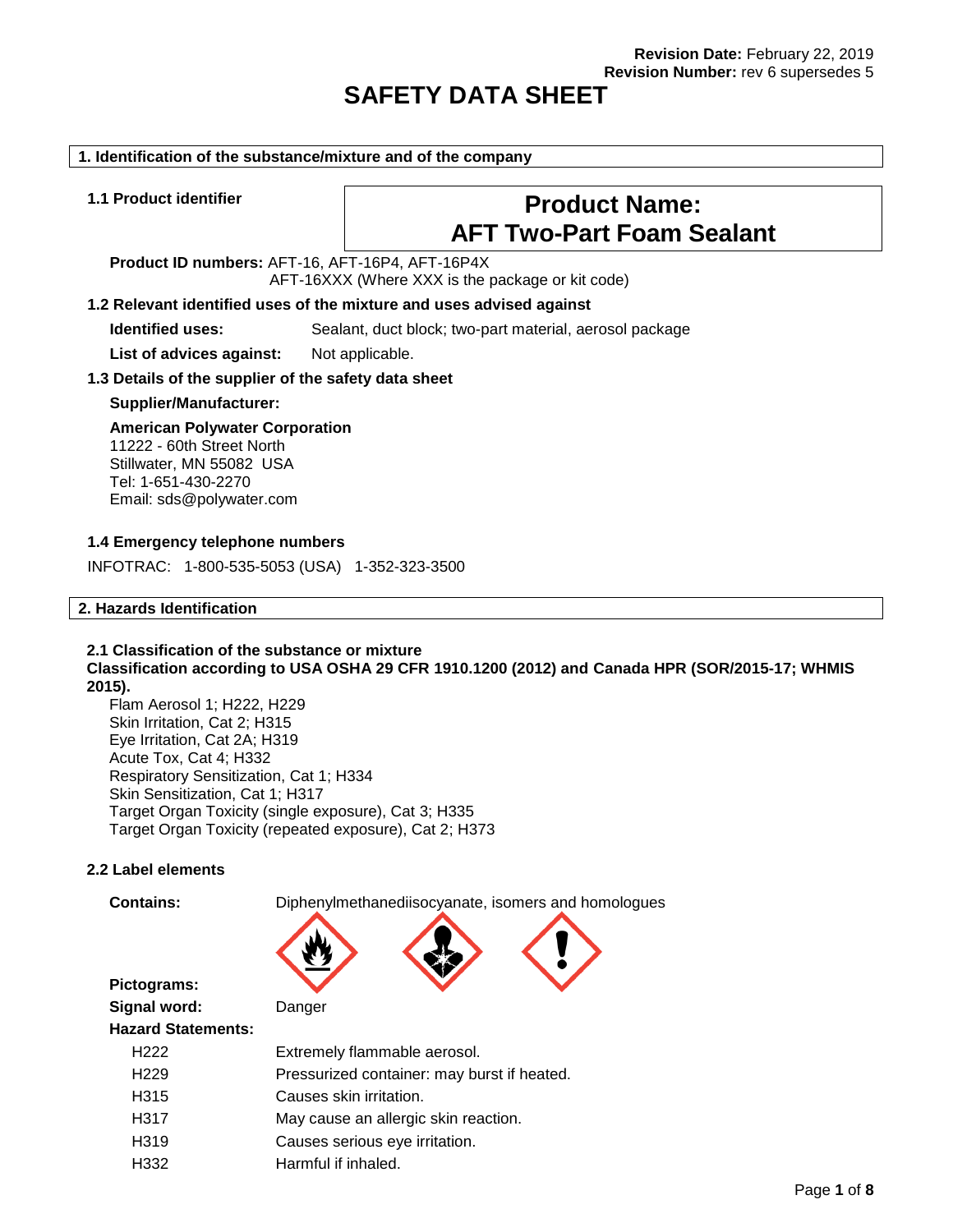**Revision Date:** February 22, 2019
**Revision Number:** rev 6 supersedes 5

# SAFETY DATA SHEET

## 1. Identification of the substance/mixture and of the company

### 1.1 Product identifier

**Product Name:**
**AFT Two-Part Foam Sealant**

**Product ID numbers:** AFT-16, AFT-16P4, AFT-16P4X
AFT-16XXX (Where XXX is the package or kit code)

### 1.2 Relevant identified uses of the mixture and uses advised against

**Identified uses:** Sealant, duct block; two-part material, aerosol package

**List of advices against:** Not applicable.

### 1.3 Details of the supplier of the safety data sheet

**Supplier/Manufacturer:**

**American Polywater Corporation**
11222 - 60th Street North
Stillwater, MN 55082 USA
Tel: 1-651-430-2270
Email: sds@polywater.com

### 1.4 Emergency telephone numbers

INFOTRAC: 1-800-535-5053 (USA) 1-352-323-3500

## 2. Hazards Identification

### 2.1 Classification of the substance or mixture

**Classification according to USA OSHA 29 CFR 1910.1200 (2012) and Canada HPR (SOR/2015-17; WHMIS 2015).**

Flam Aerosol 1; H222, H229
Skin Irritation, Cat 2; H315
Eye Irritation, Cat 2A; H319
Acute Tox, Cat 4; H332
Respiratory Sensitization, Cat 1; H334
Skin Sensitization, Cat 1; H317
Target Organ Toxicity (single exposure), Cat 3; H335
Target Organ Toxicity (repeated exposure), Cat 2; H373

### 2.2 Label elements

**Contains:** Diphenylmethanediisocyanate, isomers and homologues

**Pictograms:**

**Signal word:** Danger

**Hazard Statements:**

| | |
|---|---|
| H222 | Extremely flammable aerosol. |
| H229 | Pressurized container: may burst if heated. |
| H315 | Causes skin irritation. |
| H317 | May cause an allergic skin reaction. |
| H319 | Causes serious eye irritation. |
| H332 | Harmful if inhaled. |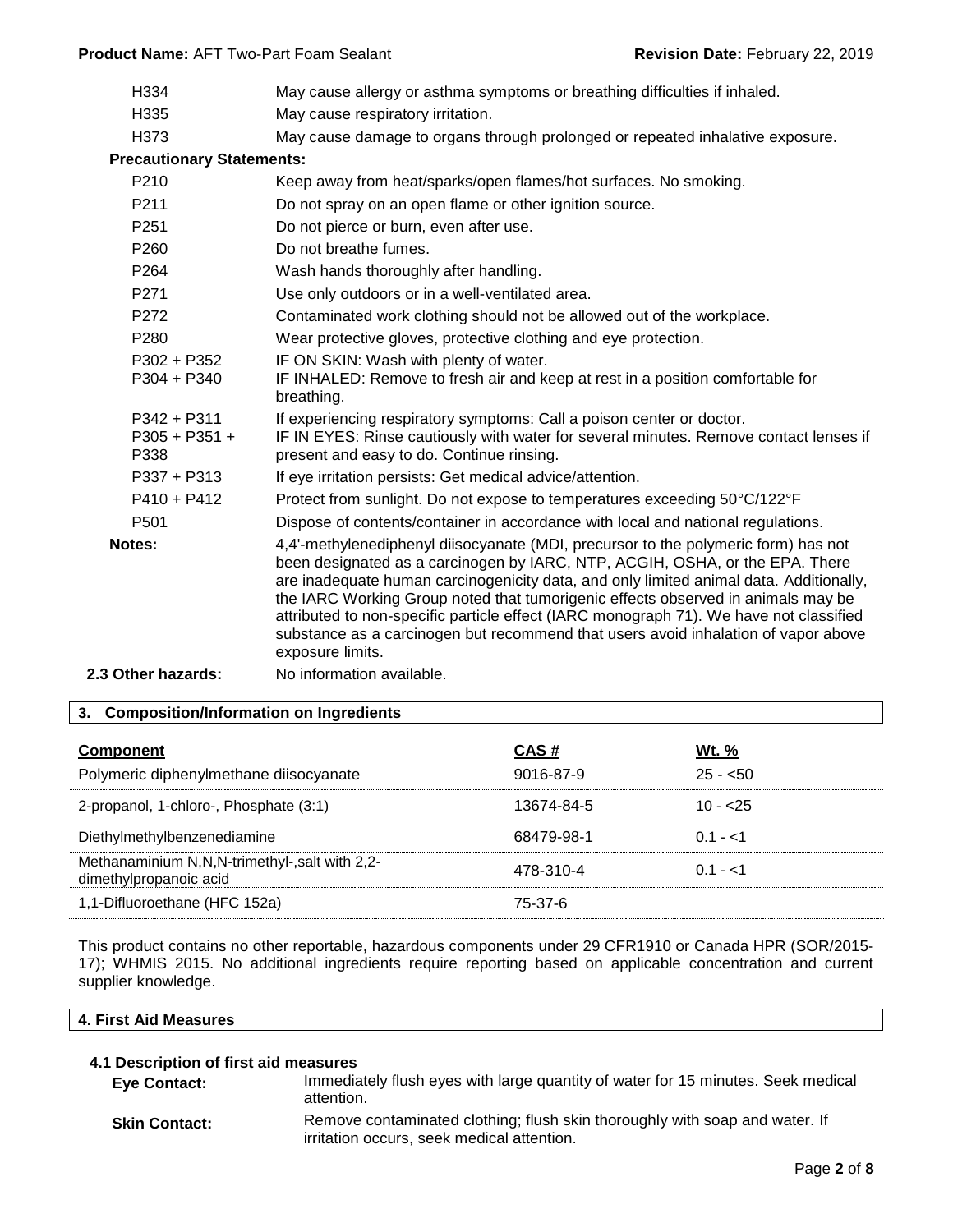| | |
|---|---|
| H334 | May cause allergy or asthma symptoms or breathing difficulties if inhaled. |
| H335 | May cause respiratory irritation. |
| H373 | May cause damage to organs through prolonged or repeated inhalative exposure. |

**Precautionary Statements:**

| | |
|---|---|
| P210 | Keep away from heat/sparks/open flames/hot surfaces. No smoking. |
| P211 | Do not spray on an open flame or other ignition source. |
| P251 | Do not pierce or burn, even after use. |
| P260 | Do not breathe fumes. |
| P264 | Wash hands thoroughly after handling. |
| P271 | Use only outdoors or in a well-ventilated area. |
| P272 | Contaminated work clothing should not be allowed out of the workplace. |
| P280 | Wear protective gloves, protective clothing and eye protection. |
| P302 + P352 | IF ON SKIN: Wash with plenty of water. |
| P304 + P340 | IF INHALED: Remove to fresh air and keep at rest in a position comfortable for breathing. |
| P342 + P311 | If experiencing respiratory symptoms: Call a poison center or doctor. |
| P305 + P351 + P338 | IF IN EYES: Rinse cautiously with water for several minutes. Remove contact lenses if present and easy to do. Continue rinsing. |
| P337 + P313 | If eye irritation persists: Get medical advice/attention. |
| P410 + P412 | Protect from sunlight. Do not expose to temperatures exceeding 50°C/122°F |
| P501 | Dispose of contents/container in accordance with local and national regulations. |

**Notes:** 4,4'-methylenediphenyl diisocyanate (MDI, precursor to the polymeric form) has not been designated as a carcinogen by IARC, NTP, ACGIH, OSHA, or the EPA. There are inadequate human carcinogenicity data, and only limited animal data. Additionally, the IARC Working Group noted that tumorigenic effects observed in animals may be attributed to non-specific particle effect (IARC monograph 71). We have not classified substance as a carcinogen but recommend that users avoid inhalation of vapor above exposure limits.

**2.3 Other hazards:** No information available.

## 3. Composition/Information on Ingredients

| Component | CAS # | Wt. % |
|---|---|---|
| Polymeric diphenylmethane diisocyanate | 9016-87-9 | 25 - <50 |
| 2-propanol, 1-chloro-, Phosphate (3:1) | 13674-84-5 | 10 - <25 |
| Diethylmethylbenzenediamine | 68479-98-1 | 0.1 - <1 |
| Methanaminium N,N,N-trimethyl-,salt with 2,2-dimethylpropanoic acid | 478-310-4 | 0.1 - <1 |
| 1,1-Difluoroethane (HFC 152a) | 75-37-6 | |

This product contains no other reportable, hazardous components under 29 CFR1910 or Canada HPR (SOR/2015-17); WHMIS 2015. No additional ingredients require reporting based on applicable concentration and current supplier knowledge.

## 4. First Aid Measures

### 4.1 Description of first aid measures

**Eye Contact:** Immediately flush eyes with large quantity of water for 15 minutes. Seek medical attention.

**Skin Contact:** Remove contaminated clothing; flush skin thoroughly with soap and water. If irritation occurs, seek medical attention.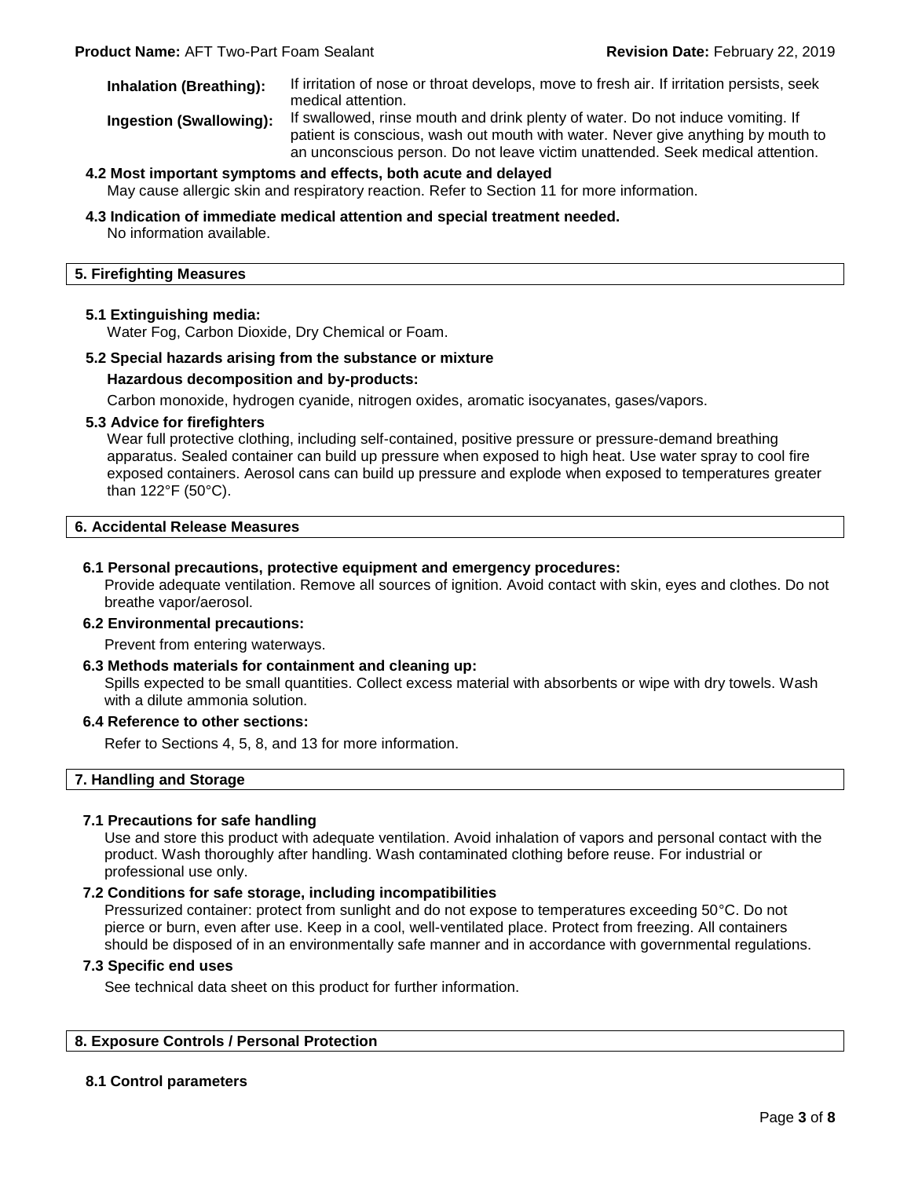**Inhalation (Breathing):** If irritation of nose or throat develops, move to fresh air. If irritation persists, seek medical attention.

**Ingestion (Swallowing):** If swallowed, rinse mouth and drink plenty of water. Do not induce vomiting. If patient is conscious, wash out mouth with water. Never give anything by mouth to an unconscious person. Do not leave victim unattended. Seek medical attention.

### 4.2 Most important symptoms and effects, both acute and delayed

May cause allergic skin and respiratory reaction. Refer to Section 11 for more information.

### 4.3 Indication of immediate medical attention and special treatment needed.

No information available.

## 5. Firefighting Measures

### 5.1 Extinguishing media:

Water Fog, Carbon Dioxide, Dry Chemical or Foam.

### 5.2 Special hazards arising from the substance or mixture

**Hazardous decomposition and by-products:**

Carbon monoxide, hydrogen cyanide, nitrogen oxides, aromatic isocyanates, gases/vapors.

### 5.3 Advice for firefighters

Wear full protective clothing, including self-contained, positive pressure or pressure-demand breathing apparatus. Sealed container can build up pressure when exposed to high heat. Use water spray to cool fire exposed containers. Aerosol cans can build up pressure and explode when exposed to temperatures greater than 122°F (50°C).

## 6. Accidental Release Measures

### 6.1 Personal precautions, protective equipment and emergency procedures:

Provide adequate ventilation. Remove all sources of ignition. Avoid contact with skin, eyes and clothes. Do not breathe vapor/aerosol.

### 6.2 Environmental precautions:

Prevent from entering waterways.

### 6.3 Methods materials for containment and cleaning up:

Spills expected to be small quantities. Collect excess material with absorbents or wipe with dry towels. Wash with a dilute ammonia solution.

### 6.4 Reference to other sections:

Refer to Sections 4, 5, 8, and 13 for more information.

## 7. Handling and Storage

### 7.1 Precautions for safe handling

Use and store this product with adequate ventilation. Avoid inhalation of vapors and personal contact with the product. Wash thoroughly after handling. Wash contaminated clothing before reuse. For industrial or professional use only.

### 7.2 Conditions for safe storage, including incompatibilities

Pressurized container: protect from sunlight and do not expose to temperatures exceeding 50°C. Do not pierce or burn, even after use. Keep in a cool, well-ventilated place. Protect from freezing. All containers should be disposed of in an environmentally safe manner and in accordance with governmental regulations.

### 7.3 Specific end uses

See technical data sheet on this product for further information.

## 8. Exposure Controls / Personal Protection

### 8.1 Control parameters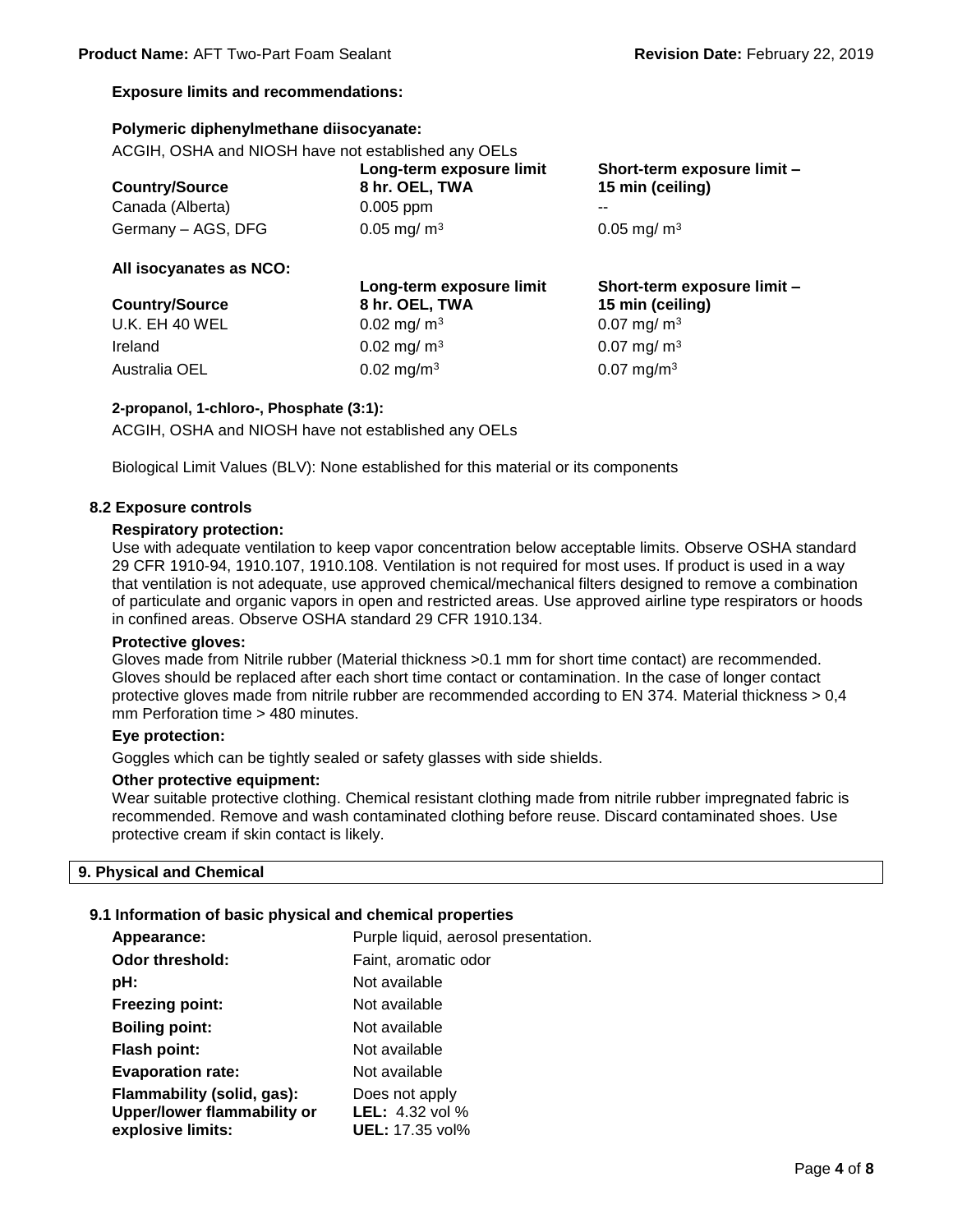**Exposure limits and recommendations:**

**Polymeric diphenylmethane diisocyanate:**

ACGIH, OSHA and NIOSH have not established any OELs

| Country/Source | Long-term exposure limit 8 hr. OEL, TWA | Short-term exposure limit – 15 min (ceiling) |
|---|---|---|
| Canada (Alberta) | 0.005 ppm | -- |
| Germany – AGS, DFG | 0.05 mg/ m$^3$ | 0.05 mg/ m$^3$ |

**All isocyanates as NCO:**

| Country/Source | Long-term exposure limit 8 hr. OEL, TWA | Short-term exposure limit – 15 min (ceiling) |
|---|---|---|
| U.K. EH 40 WEL | 0.02 mg/ m$^3$ | 0.07 mg/ m$^3$ |
| Ireland | 0.02 mg/ m$^3$ | 0.07 mg/ m$^3$ |
| Australia OEL | 0.02 mg/m$^3$ | 0.07 mg/m$^3$ |

**2-propanol, 1-chloro-, Phosphate (3:1):**

ACGIH, OSHA and NIOSH have not established any OELs

Biological Limit Values (BLV): None established for this material or its components

### 8.2 Exposure controls

**Respiratory protection:**

Use with adequate ventilation to keep vapor concentration below acceptable limits. Observe OSHA standard 29 CFR 1910-94, 1910.107, 1910.108. Ventilation is not required for most uses. If product is used in a way that ventilation is not adequate, use approved chemical/mechanical filters designed to remove a combination of particulate and organic vapors in open and restricted areas. Use approved airline type respirators or hoods in confined areas. Observe OSHA standard 29 CFR 1910.134.

**Protective gloves:**

Gloves made from Nitrile rubber (Material thickness >0.1 mm for short time contact) are recommended. Gloves should be replaced after each short time contact or contamination. In the case of longer contact protective gloves made from nitrile rubber are recommended according to EN 374. Material thickness > 0,4 mm Perforation time > 480 minutes.

**Eye protection:**

Goggles which can be tightly sealed or safety glasses with side shields.

**Other protective equipment:**

Wear suitable protective clothing. Chemical resistant clothing made from nitrile rubber impregnated fabric is recommended. Remove and wash contaminated clothing before reuse. Discard contaminated shoes. Use protective cream if skin contact is likely.

## 9. Physical and Chemical

### 9.1 Information of basic physical and chemical properties

| | |
|---|---|
| **Appearance:** | Purple liquid, aerosol presentation. |
| **Odor threshold:** | Faint, aromatic odor |
| **pH:** | Not available |
| **Freezing point:** | Not available |
| **Boiling point:** | Not available |
| **Flash point:** | Not available |
| **Evaporation rate:** | Not available |
| **Flammability (solid, gas):** | Does not apply |
| **Upper/lower flammability or explosive limits:** | **LEL:** 4.32 vol % **UEL:** 17.35 vol% |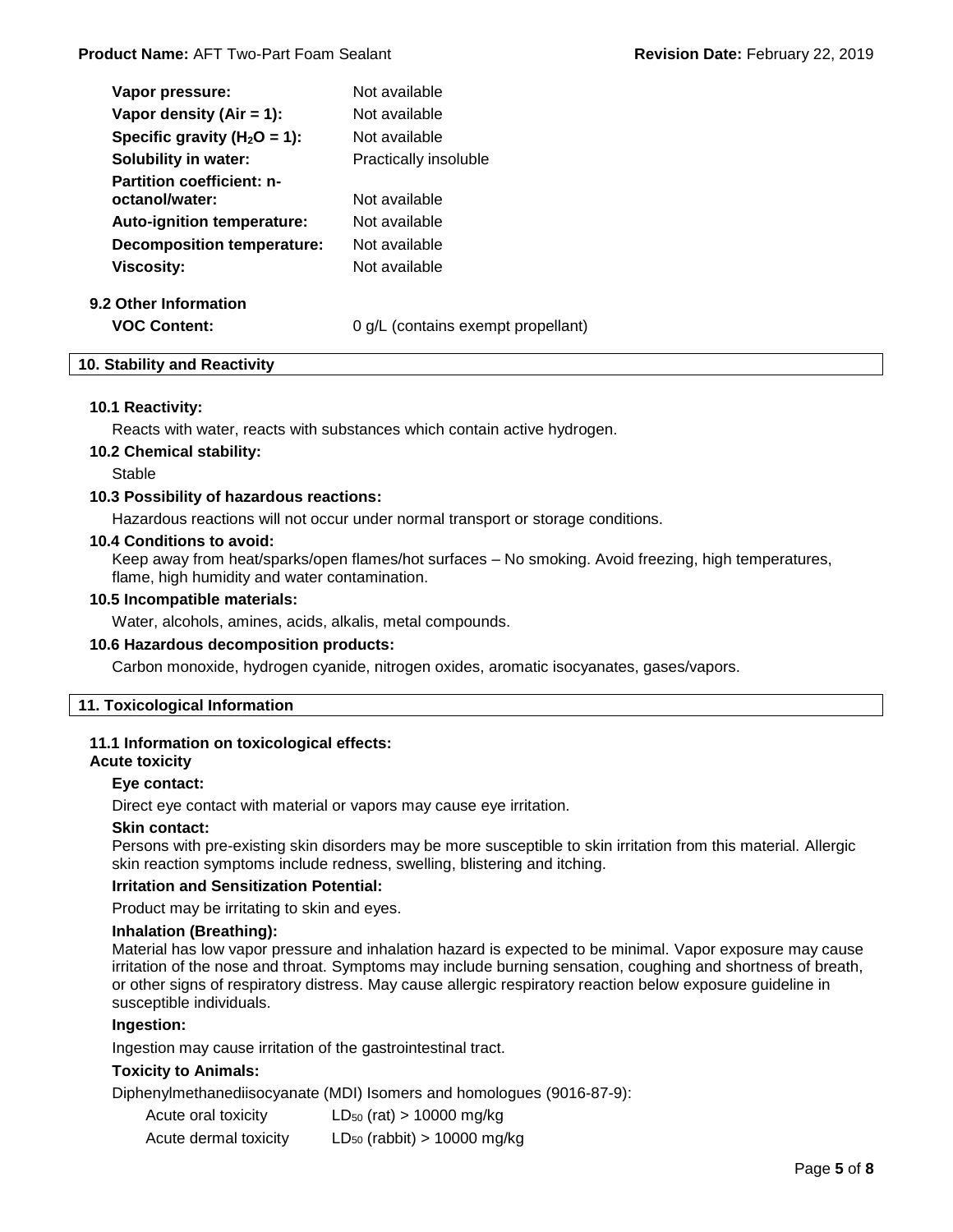| | |
|---|---|
| **Vapor pressure:** | Not available |
| **Vapor density (Air = 1):** | Not available |
| **Specific gravity ($H_2O$ = 1):** | Not available |
| **Solubility in water:** | Practically insoluble |
| **Partition coefficient: n-octanol/water:** | Not available |
| **Auto-ignition temperature:** | Not available |
| **Decomposition temperature:** | Not available |
| **Viscosity:** | Not available |

### 9.2 Other Information

**VOC Content:** 0 g/L (contains exempt propellant)

## 10. Stability and Reactivity

### 10.1 Reactivity:

Reacts with water, reacts with substances which contain active hydrogen.

### 10.2 Chemical stability:

Stable

### 10.3 Possibility of hazardous reactions:

Hazardous reactions will not occur under normal transport or storage conditions.

### 10.4 Conditions to avoid:

Keep away from heat/sparks/open flames/hot surfaces – No smoking. Avoid freezing, high temperatures, flame, high humidity and water contamination.

### 10.5 Incompatible materials:

Water, alcohols, amines, acids, alkalis, metal compounds.

### 10.6 Hazardous decomposition products:

Carbon monoxide, hydrogen cyanide, nitrogen oxides, aromatic isocyanates, gases/vapors.

## 11. Toxicological Information

### 11.1 Information on toxicological effects:

**Acute toxicity**

**Eye contact:**

Direct eye contact with material or vapors may cause eye irritation.

**Skin contact:**

Persons with pre-existing skin disorders may be more susceptible to skin irritation from this material. Allergic skin reaction symptoms include redness, swelling, blistering and itching.

**Irritation and Sensitization Potential:**

Product may be irritating to skin and eyes.

**Inhalation (Breathing):**

Material has low vapor pressure and inhalation hazard is expected to be minimal. Vapor exposure may cause irritation of the nose and throat. Symptoms may include burning sensation, coughing and shortness of breath, or other signs of respiratory distress. May cause allergic respiratory reaction below exposure guideline in susceptible individuals.

**Ingestion:**

Ingestion may cause irritation of the gastrointestinal tract.

**Toxicity to Animals:**

Diphenylmethanediisocyanate (MDI) Isomers and homologues (9016-87-9):

| | |
|---|---|
| Acute oral toxicity | $LD_{50}$ (rat) > 10000 mg/kg |
| Acute dermal toxicity | $LD_{50}$ (rabbit) > 10000 mg/kg |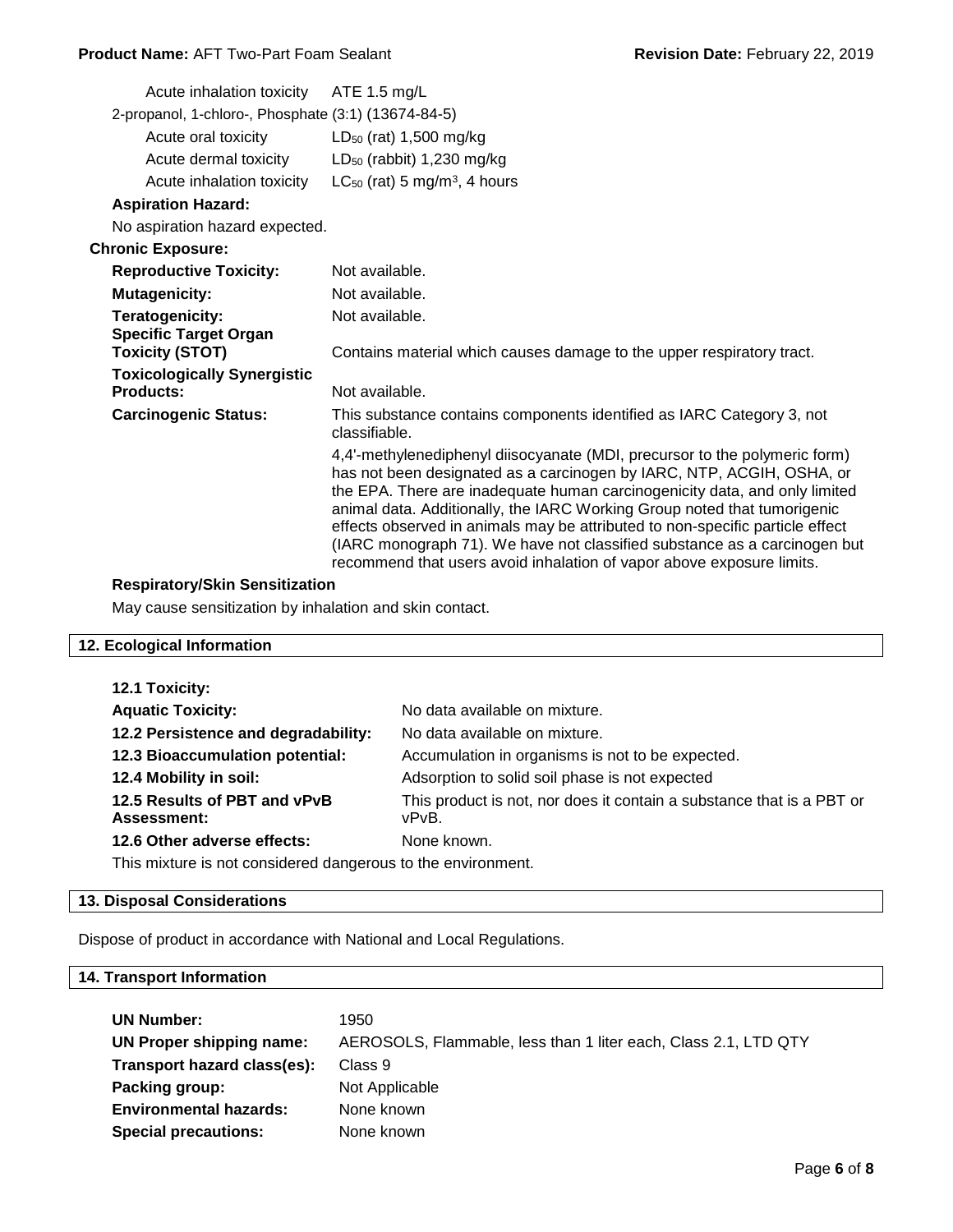| | |
|---|---|
| Acute inhalation toxicity | ATE 1.5 mg/L |
| 2-propanol, 1-chloro-, Phosphate (3:1) (13674-84-5) | |
| Acute oral toxicity | $LD_{50}$ (rat) 1,500 mg/kg |
| Acute dermal toxicity | $LD_{50}$ (rabbit) 1,230 mg/kg |
| Acute inhalation toxicity | $LC_{50}$ (rat) 5 $mg/m^3$, 4 hours |

**Aspiration Hazard:**

No aspiration hazard expected.

**Chronic Exposure:**

| | |
|---|---|
| **Reproductive Toxicity:** | Not available. |
| **Mutagenicity:** | Not available. |
| **Teratogenicity:** | Not available. |
| **Specific Target Organ Toxicity (STOT)** | Contains material which causes damage to the upper respiratory tract. |
| **Toxicologically Synergistic Products:** | Not available. |
| **Carcinogenic Status:** | This substance contains components identified as IARC Category 3, not classifiable. |
| | 4,4'-methylenediphenyl diisocyanate (MDI, precursor to the polymeric form) has not been designated as a carcinogen by IARC, NTP, ACGIH, OSHA, or the EPA. There are inadequate human carcinogenicity data, and only limited animal data. Additionally, the IARC Working Group noted that tumorigenic effects observed in animals may be attributed to non-specific particle effect (IARC monograph 71). We have not classified substance as a carcinogen but recommend that users avoid inhalation of vapor above exposure limits. |

**Respiratory/Skin Sensitization**

May cause sensitization by inhalation and skin contact.

## 12. Ecological Information

**12.1 Toxicity:**

| | |
|---|---|
| **Aquatic Toxicity:** | No data available on mixture. |
| **12.2 Persistence and degradability:** | No data available on mixture. |
| **12.3 Bioaccumulation potential:** | Accumulation in organisms is not to be expected. |
| **12.4 Mobility in soil:** | Adsorption to solid soil phase is not expected |
| **12.5 Results of PBT and vPvB Assessment:** | This product is not, nor does it contain a substance that is a PBT or vPvB. |
| **12.6 Other adverse effects:** | None known. |

This mixture is not considered dangerous to the environment.

## 13. Disposal Considerations

Dispose of product in accordance with National and Local Regulations.

## 14. Transport Information

| | |
|---|---|
| **UN Number:** | 1950 |
| **UN Proper shipping name:** | AEROSOLS, Flammable, less than 1 liter each, Class 2.1, LTD QTY |
| **Transport hazard class(es):** | Class 9 |
| **Packing group:** | Not Applicable |
| **Environmental hazards:** | None known |
| **Special precautions:** | None known |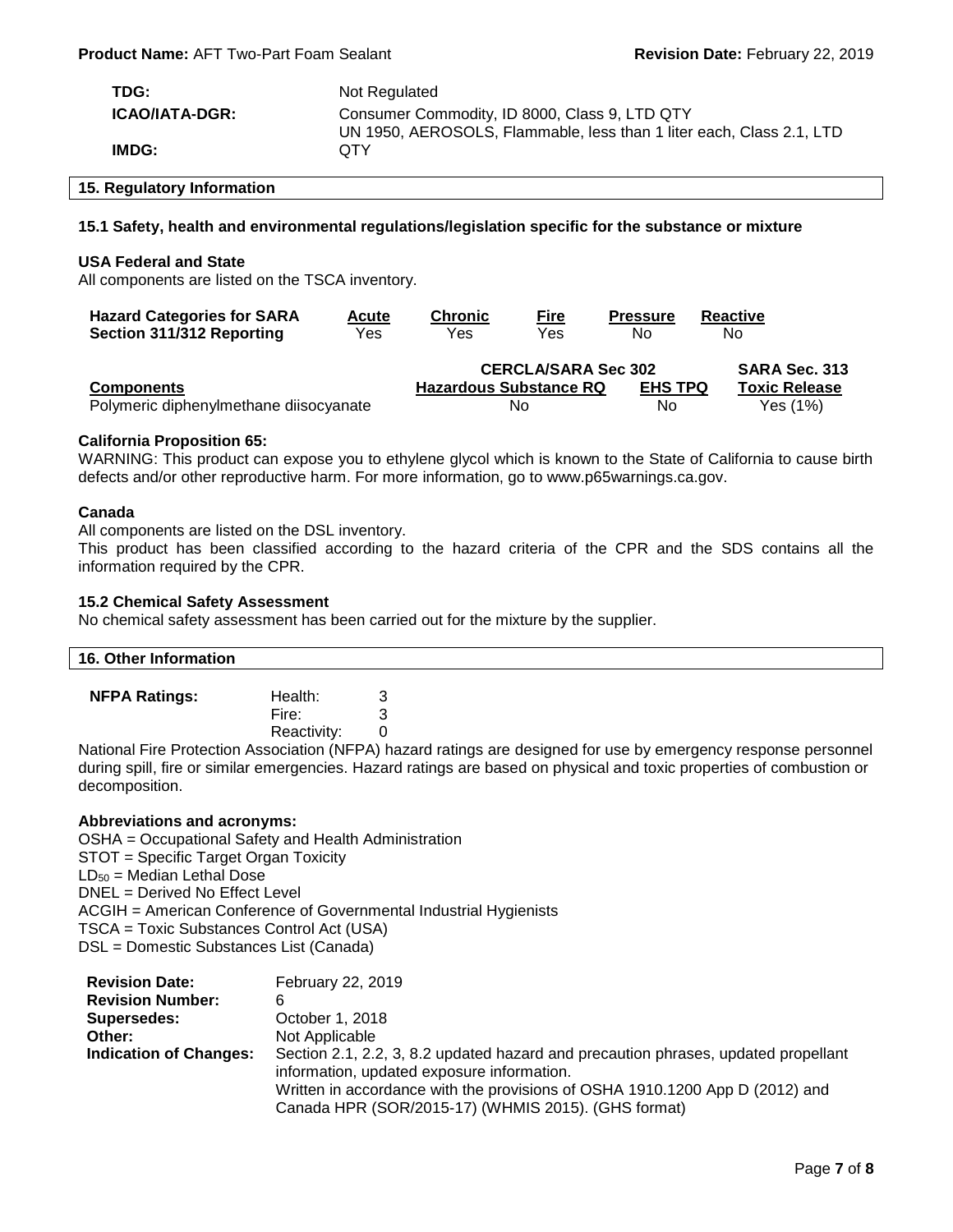| | |
|---|---|
| **TDG:** | Not Regulated |
| **ICAO/IATA-DGR:** | Consumer Commodity, ID 8000, Class 9, LTD QTY |
| **IMDG:** | UN 1950, AEROSOLS, Flammable, less than 1 liter each, Class 2.1, LTD QTY |

## 15. Regulatory Information

### 15.1 Safety, health and environmental regulations/legislation specific for the substance or mixture

**USA Federal and State**

All components are listed on the TSCA inventory.

| Hazard Categories for SARA Section 311/312 Reporting | Acute | Chronic | Fire | Pressure | Reactive |
|---|---|---|---|---|---|
| | Yes | Yes | Yes | No | No |

| Components | CERCLA/SARA Sec 302 Hazardous Substance RQ | CERCLA/SARA Sec 302 EHS TPQ | SARA Sec. 313 Toxic Release |
|---|---|---|---|
| Polymeric diphenylmethane diisocyanate | No | No | Yes (1%) |

**California Proposition 65:**

WARNING: This product can expose you to ethylene glycol which is known to the State of California to cause birth defects and/or other reproductive harm. For more information, go to www.p65warnings.ca.gov.

**Canada**

All components are listed on the DSL inventory.

This product has been classified according to the hazard criteria of the CPR and the SDS contains all the information required by the CPR.

### 15.2 Chemical Safety Assessment

No chemical safety assessment has been carried out for the mixture by the supplier.

## 16. Other Information

| **NFPA Ratings:** | | |
|---|---|---|
| | Health: | 3 |
| | Fire: | 3 |
| | Reactivity: | 0 |

National Fire Protection Association (NFPA) hazard ratings are designed for use by emergency response personnel during spill, fire or similar emergencies. Hazard ratings are based on physical and toxic properties of combustion or decomposition.

**Abbreviations and acronyms:**

OSHA = Occupational Safety and Health Administration
STOT = Specific Target Organ Toxicity
$LD_{50}$ = Median Lethal Dose
DNEL = Derived No Effect Level
ACGIH = American Conference of Governmental Industrial Hygienists
TSCA = Toxic Substances Control Act (USA)
DSL = Domestic Substances List (Canada)

| | |
|---|---|
| **Revision Date:** | February 22, 2019 |
| **Revision Number:** | 6 |
| **Supersedes:** | October 1, 2018 |
| **Other:** | Not Applicable |
| **Indication of Changes:** | Section 2.1, 2.2, 3, 8.2 updated hazard and precaution phrases, updated propellant information, updated exposure information. Written in accordance with the provisions of OSHA 1910.1200 App D (2012) and Canada HPR (SOR/2015-17) (WHMIS 2015). (GHS format) |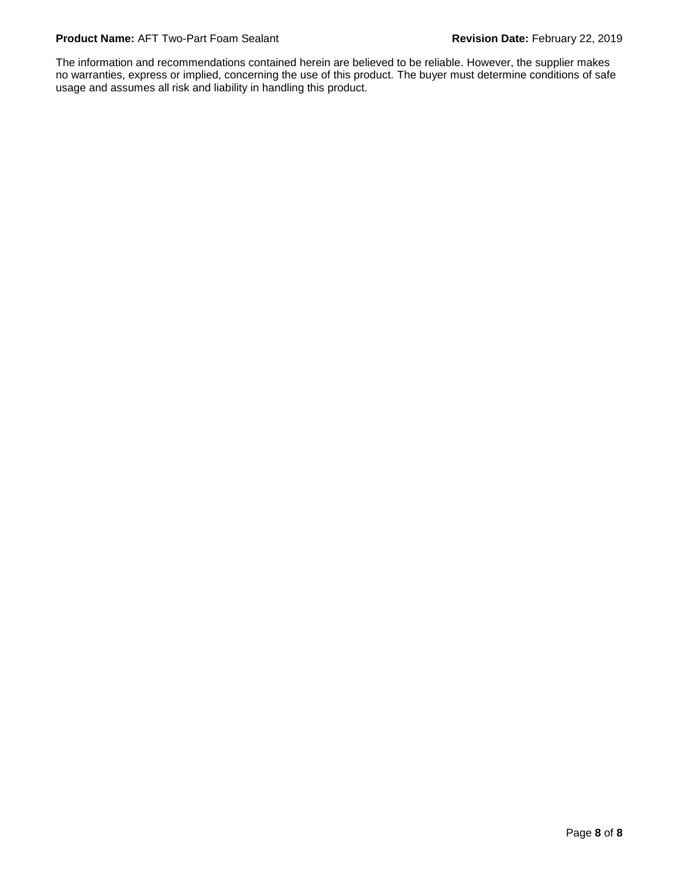The information and recommendations contained herein are believed to be reliable. However, the supplier makes no warranties, express or implied, concerning the use of this product. The buyer must determine conditions of safe usage and assumes all risk and liability in handling this product.